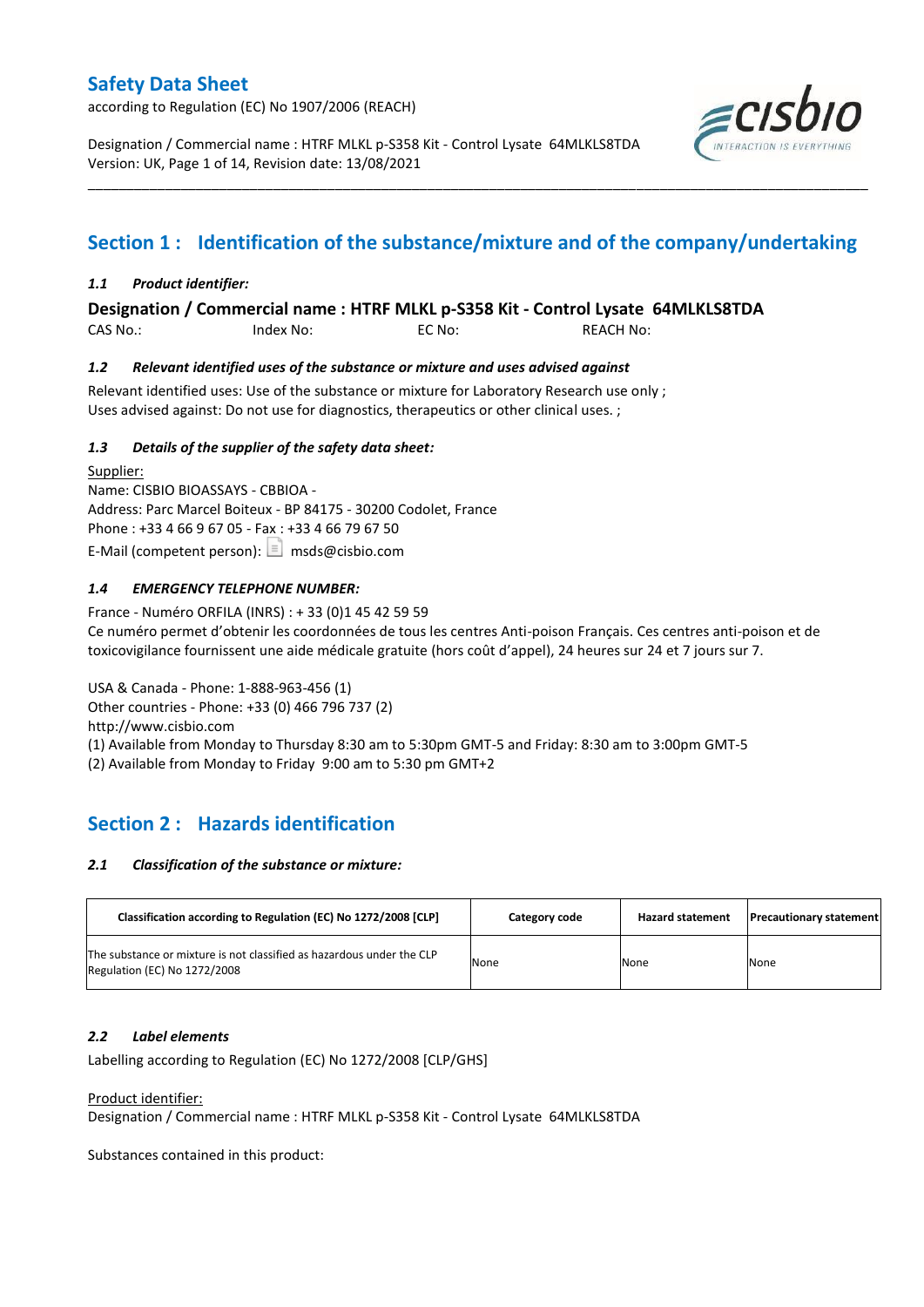# Safety Data Sheet

according to Regulation (EC) No 1907/2006 (REACH)

Designation / Commercial name : HTRF MLKL p-S358 Kit - Control Lysate 64MLKLS8TDA
Version: UK, Page 1 of 14, Revision date: 13/08/2021

## Section 1 : Identification of the substance/mixture and of the company/undertaking

### *1.1 Product identifier:*

**Designation / Commercial name : HTRF MLKL p-S358 Kit - Control Lysate 64MLKLS8TDA**

CAS No.: Index No: EC No: REACH No:

### *1.2 Relevant identified uses of the substance or mixture and uses advised against*

Relevant identified uses: Use of the substance or mixture for Laboratory Research use only ;
Uses advised against: Do not use for diagnostics, therapeutics or other clinical uses. ;

### *1.3 Details of the supplier of the safety data sheet:*

Supplier:
Name: CISBIO BIOASSAYS - CBBIOA -
Address: Parc Marcel Boiteux - BP 84175 - 30200 Codolet, France
Phone : +33 4 66 9 67 05 - Fax : +33 4 66 79 67 50
E-Mail (competent person): msds@cisbio.com

### *1.4 EMERGENCY TELEPHONE NUMBER:*

France - Numéro ORFILA (INRS) : + 33 (0)1 45 42 59 59
Ce numéro permet d'obtenir les coordonnées de tous les centres Anti-poison Français. Ces centres anti-poison et de toxicovigilance fournissent une aide médicale gratuite (hors coût d'appel), 24 heures sur 24 et 7 jours sur 7.

USA & Canada - Phone: 1-888-963-456 (1)
Other countries - Phone: +33 (0) 466 796 737 (2)
http://www.cisbio.com
(1) Available from Monday to Thursday 8:30 am to 5:30pm GMT-5 and Friday: 8:30 am to 3:00pm GMT-5
(2) Available from Monday to Friday 9:00 am to 5:30 pm GMT+2

## Section 2 : Hazards identification

### *2.1 Classification of the substance or mixture:*

| Classification according to Regulation (EC) No 1272/2008 [CLP] | Category code | Hazard statement | Precautionary statement |
|---|---|---|---|
| The substance or mixture is not classified as hazardous under the CLP Regulation (EC) No 1272/2008 | None | None | None |

### *2.2 Label elements*

Labelling according to Regulation (EC) No 1272/2008 [CLP/GHS]

Product identifier:
Designation / Commercial name : HTRF MLKL p-S358 Kit - Control Lysate 64MLKLS8TDA

Substances contained in this product: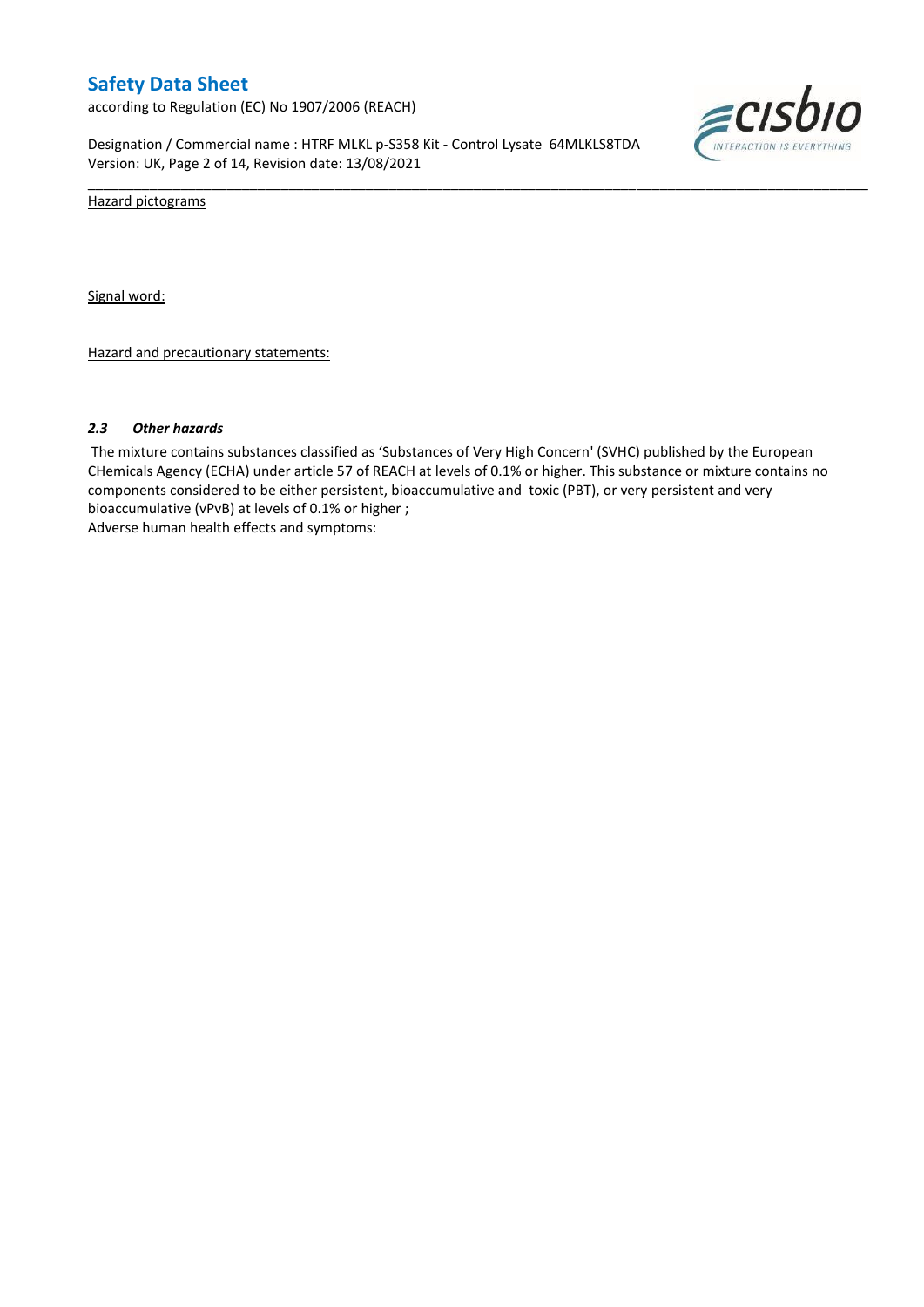Hazard pictograms

Signal word:

Hazard and precautionary statements:

### *2.3 Other hazards*

The mixture contains substances classified as 'Substances of Very High Concern' (SVHC) published by the European CHemicals Agency (ECHA) under article 57 of REACH at levels of 0.1% or higher. This substance or mixture contains no components considered to be either persistent, bioaccumulative and toxic (PBT), or very persistent and very bioaccumulative (vPvB) at levels of 0.1% or higher ;
Adverse human health effects and symptoms: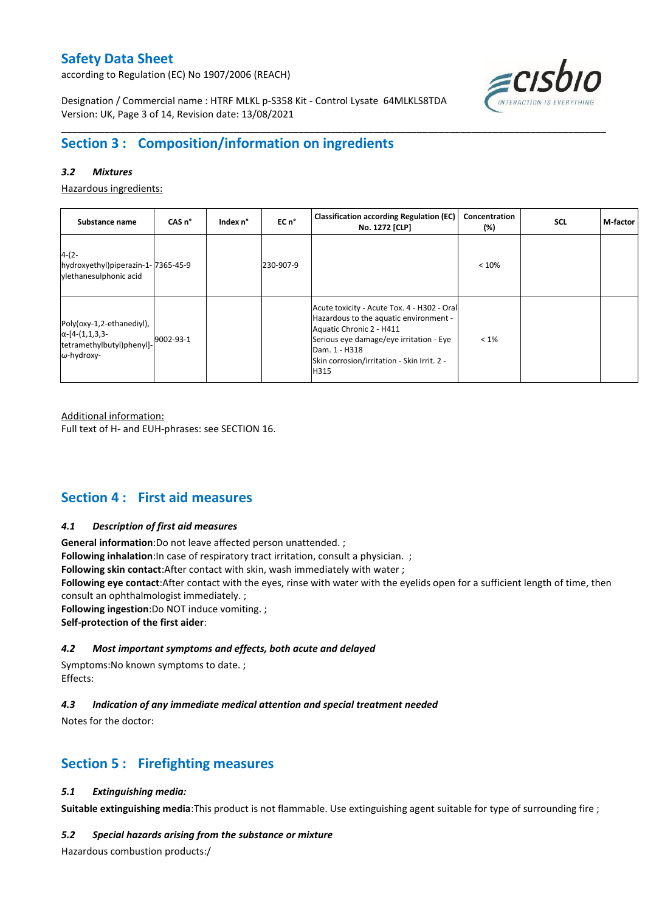## Section 3 : Composition/information on ingredients

### *3.2 Mixtures*

Hazardous ingredients:

| Substance name | CAS n° | Index n° | EC n° | Classification according Regulation (EC) No. 1272 [CLP] | Concentration (%) | SCL | M-factor |
|---|---|---|---|---|---|---|---|
| 4-(2-hydroxyethyl)piperazin-1-ylethanesulphonic acid | 7365-45-9 | | 230-907-9 | | < 10% | | |
| Poly(oxy-1,2-ethanediyl), α-[4-(1,1,3,3-tetramethylbutyl)phenyl]-ω-hydroxy- | 9002-93-1 | | | Acute toxicity - Acute Tox. 4 - H302 - Oral<br>Hazardous to the aquatic environment - Aquatic Chronic 2 - H411<br>Serious eye damage/eye irritation - Eye Dam. 1 - H318<br>Skin corrosion/irritation - Skin Irrit. 2 - H315 | < 1% | | |

Additional information:
Full text of H- and EUH-phrases: see SECTION 16.

## Section 4 : First aid measures

### *4.1 Description of first aid measures*

**General information**:Do not leave affected person unattended. ;
**Following inhalation**:In case of respiratory tract irritation, consult a physician. ;
**Following skin contact**:After contact with skin, wash immediately with water ;
**Following eye contact**:After contact with the eyes, rinse with water with the eyelids open for a sufficient length of time, then consult an ophthalmologist immediately. ;
**Following ingestion**:Do NOT induce vomiting. ;
**Self-protection of the first aider**:

### *4.2 Most important symptoms and effects, both acute and delayed*

Symptoms:No known symptoms to date. ;
Effects:

### *4.3 Indication of any immediate medical attention and special treatment needed*

Notes for the doctor:

## Section 5 : Firefighting measures

### *5.1 Extinguishing media:*

**Suitable extinguishing media**:This product is not flammable. Use extinguishing agent suitable for type of surrounding fire ;

### *5.2 Special hazards arising from the substance or mixture*

Hazardous combustion products:/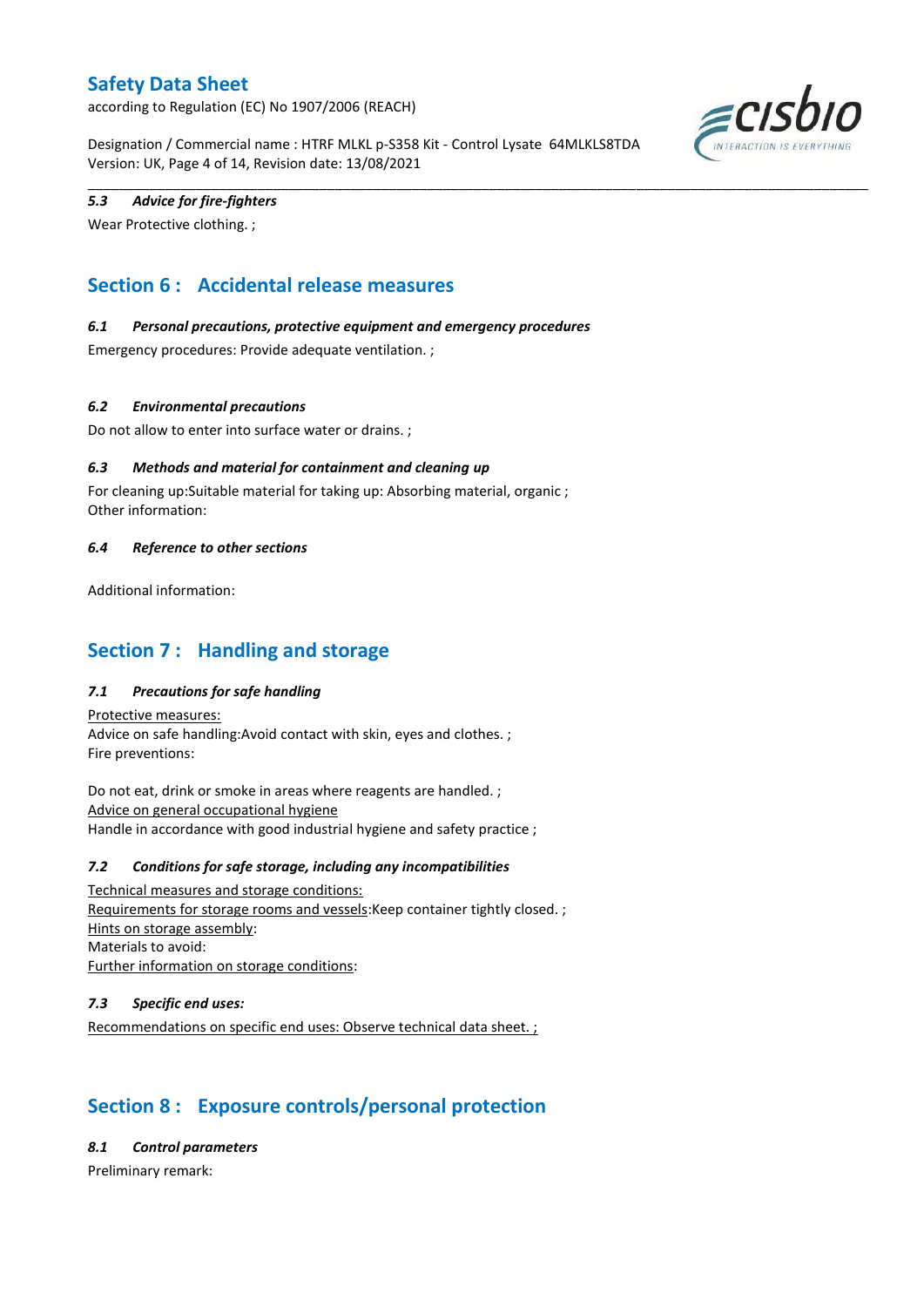#### *5.3 Advice for fire-fighters*

Wear Protective clothing. ;

## Section 6 : Accidental release measures

#### *6.1 Personal precautions, protective equipment and emergency procedures*

Emergency procedures: Provide adequate ventilation. ;

#### *6.2 Environmental precautions*

Do not allow to enter into surface water or drains. ;

#### *6.3 Methods and material for containment and cleaning up*

For cleaning up:Suitable material for taking up: Absorbing material, organic ;
Other information:

#### *6.4 Reference to other sections*

Additional information:

## Section 7 : Handling and storage

#### *7.1 Precautions for safe handling*

Protective measures:
Advice on safe handling:Avoid contact with skin, eyes and clothes. ;
Fire preventions:

Do not eat, drink or smoke in areas where reagents are handled. ;
Advice on general occupational hygiene
Handle in accordance with good industrial hygiene and safety practice ;

#### *7.2 Conditions for safe storage, including any incompatibilities*

Technical measures and storage conditions:
Requirements for storage rooms and vessels:Keep container tightly closed. ;
Hints on storage assembly:
Materials to avoid:
Further information on storage conditions:

#### *7.3 Specific end uses:*

Recommendations on specific end uses: Observe technical data sheet. ;

## Section 8 : Exposure controls/personal protection

#### *8.1 Control parameters*

Preliminary remark: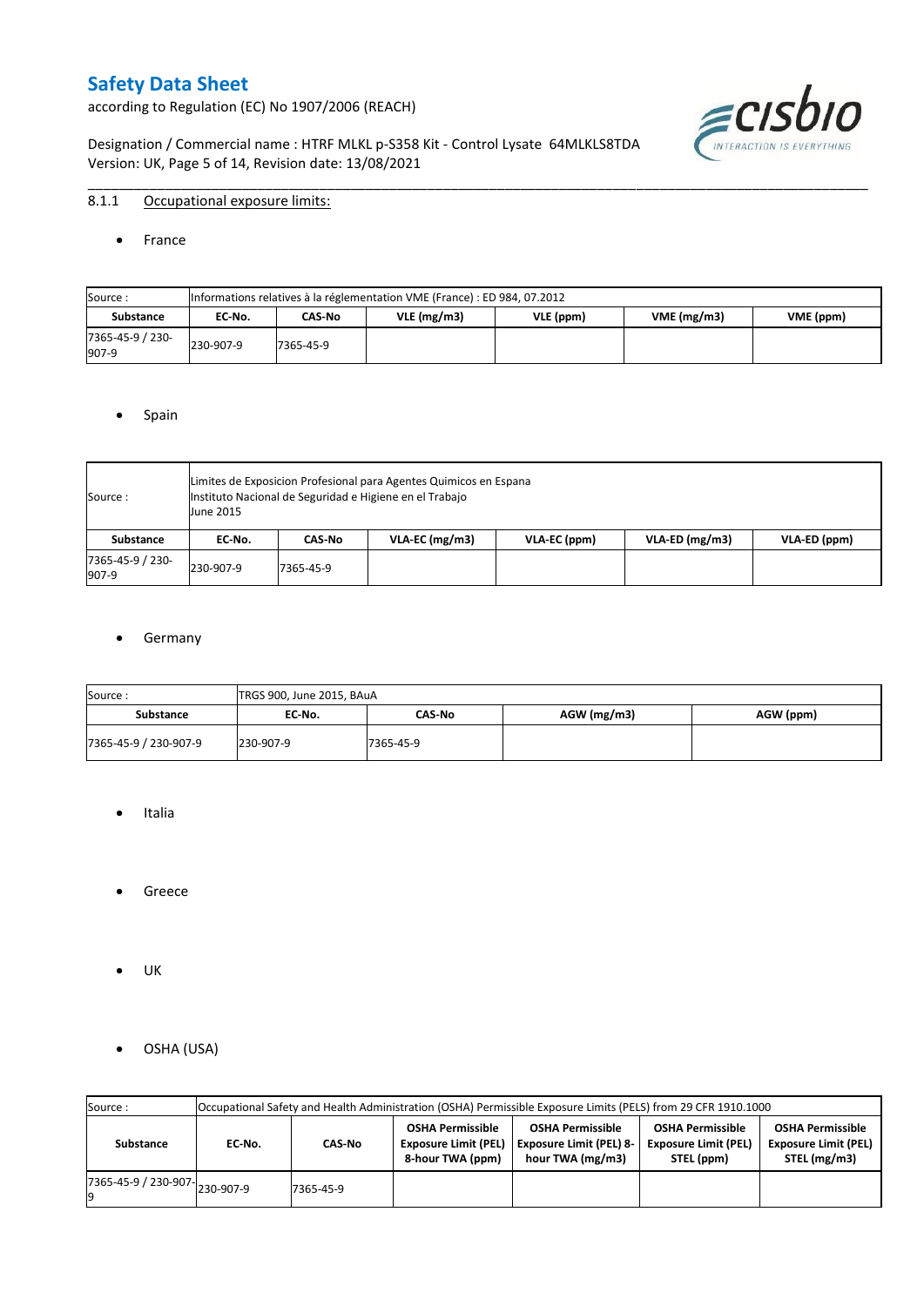#### 8.1.1 Occupational exposure limits:

- France

| Source : | Informations relatives à la réglementation VME (France) : ED 984, 07.2012 | | | | | |
|---|---|---|---|---|---|---|
| **Substance** | **EC-No.** | **CAS-No** | **VLE (mg/m3)** | **VLE (ppm)** | **VME (mg/m3)** | **VME (ppm)** |
| 7365-45-9 / 230-907-9 | 230-907-9 | 7365-45-9 | | | | |

- Spain

| Source : | Limites de Exposicion Profesional para Agentes Quimicos en Espana<br>Instituto Nacional de Seguridad e Higiene en el Trabajo<br>June 2015 | | | | | |
|---|---|---|---|---|---|---|
| **Substance** | **EC-No.** | **CAS-No** | **VLA-EC (mg/m3)** | **VLA-EC (ppm)** | **VLA-ED (mg/m3)** | **VLA-ED (ppm)** |
| 7365-45-9 / 230-907-9 | 230-907-9 | 7365-45-9 | | | | |

- Germany

| Source : | TRGS 900, June 2015, BAuA | | | |
|---|---|---|---|---|
| **Substance** | **EC-No.** | **CAS-No** | **AGW (mg/m3)** | **AGW (ppm)** |
| 7365-45-9 / 230-907-9 | 230-907-9 | 7365-45-9 | | |

- Italia

- Greece

- UK

- OSHA (USA)

| Source : | Occupational Safety and Health Administration (OSHA) Permissible Exposure Limits (PELS) from 29 CFR 1910.1000 | | | | | |
|---|---|---|---|---|---|---|
| **Substance** | **EC-No.** | **CAS-No** | **OSHA Permissible Exposure Limit (PEL) 8-hour TWA (ppm)** | **OSHA Permissible Exposure Limit (PEL) 8-hour TWA (mg/m3)** | **OSHA Permissible Exposure Limit (PEL) STEL (ppm)** | **OSHA Permissible Exposure Limit (PEL) STEL (mg/m3)** |
| 7365-45-9 / 230-907-9 | 230-907-9 | 7365-45-9 | | | | |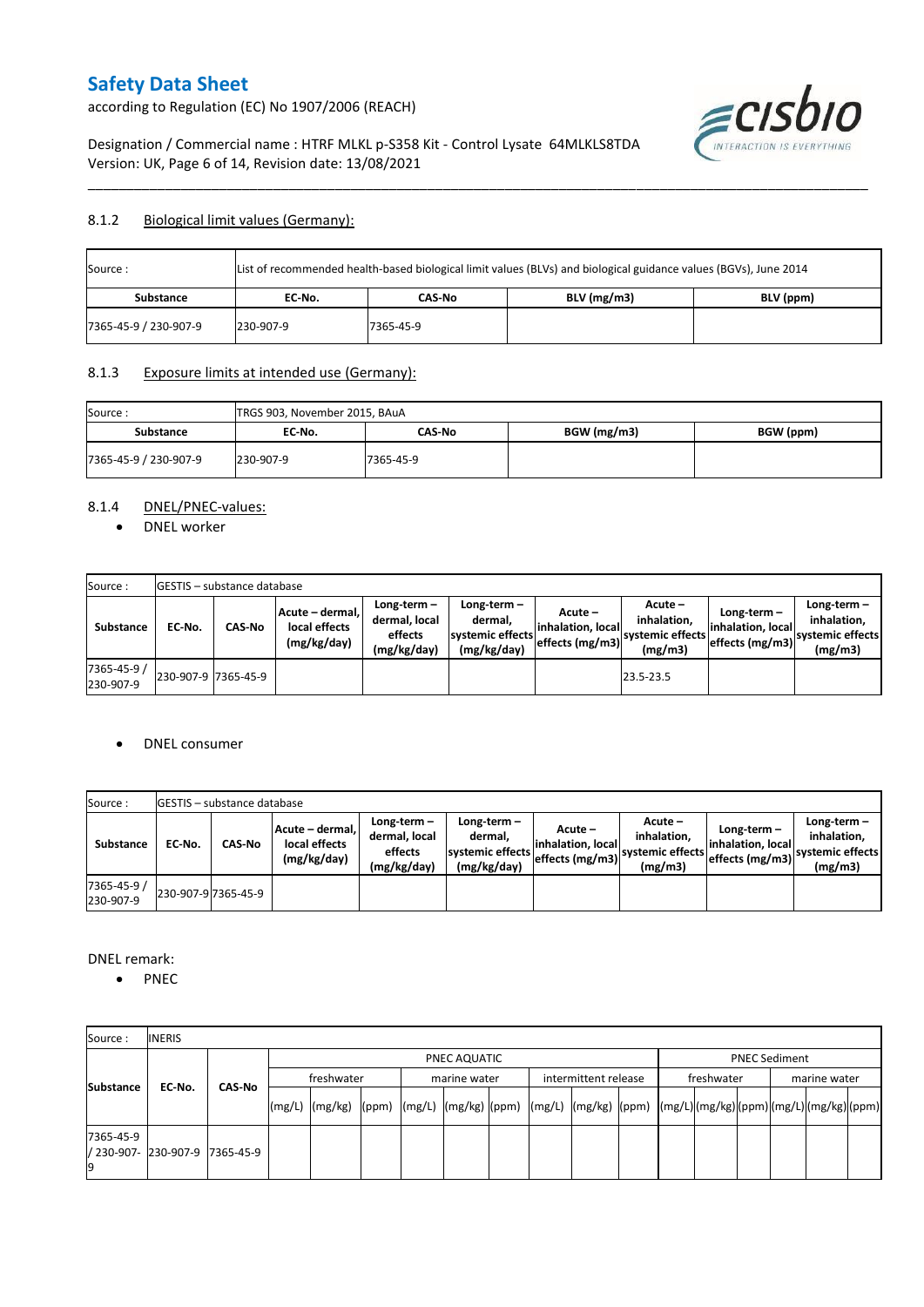### 8.1.2 Biological limit values (Germany):

| Source : | List of recommended health-based biological limit values (BLVs) and biological guidance values (BGVs), June 2014 | | | |
|---|---|---|---|---|
| **Substance** | **EC-No.** | **CAS-No** | **BLV (mg/m3)** | **BLV (ppm)** |
| 7365-45-9 / 230-907-9 | 230-907-9 | 7365-45-9 | | |

### 8.1.3 Exposure limits at intended use (Germany):

| Source : | TRGS 903, November 2015, BAuA | | | |
|---|---|---|---|---|
| **Substance** | **EC-No.** | **CAS-No** | **BGW (mg/m3)** | **BGW (ppm)** |
| 7365-45-9 / 230-907-9 | 230-907-9 | 7365-45-9 | | |

### 8.1.4 DNEL/PNEC-values:

- DNEL worker

| Source : | GESTIS – substance database | | | | | | | | | |
|---|---|---|---|---|---|---|---|---|---|---|
| **Substance** | **EC-No.** | **CAS-No** | **Acute – dermal, local effects (mg/kg/day)** | **Long-term – dermal, local effects (mg/kg/day)** | **Long-term – dermal, systemic effects (mg/kg/day)** | **Acute – inhalation, local effects (mg/m3)** | **Acute – inhalation, systemic effects (mg/m3)** | **Long-term – inhalation, local effects (mg/m3)** | **Long-term – inhalation, systemic effects (mg/m3)** |
| 7365-45-9 / 230-907-9 | 230-907-9 | 7365-45-9 | | | | | 23.5-23.5 | | |

- DNEL consumer

| Source : | GESTIS – substance database | | | | | | | | | |
|---|---|---|---|---|---|---|---|---|---|---|
| **Substance** | **EC-No.** | **CAS-No** | **Acute – dermal, local effects (mg/kg/day)** | **Long-term – dermal, local effects (mg/kg/day)** | **Long-term – dermal, systemic effects (mg/kg/day)** | **Acute – inhalation, local effects (mg/m3)** | **Acute – inhalation, systemic effects (mg/m3)** | **Long-term – inhalation, local effects (mg/m3)** | **Long-term – inhalation, systemic effects (mg/m3)** |
| 7365-45-9 / 230-907-9 | 230-907-9 | 7365-45-9 | | | | | | | |

DNEL remark:

- PNEC

| Source : | INERIS | | | | | | | | | | | | | | | | | |
|---|---|---|---|---|---|---|---|---|---|---|---|---|---|---|---|---|---|---|
| **Substance** | **EC-No.** | **CAS-No** | PNEC AQUATIC | | | | | | | | | PNEC Sediment | | | | | |
| | | | freshwater | | | marine water | | | intermittent release | | | freshwater | | | marine water | | |
| | | | (mg/L) | (mg/kg) | (ppm) | (mg/L) | (mg/kg) | (ppm) | (mg/L) | (mg/kg) | (ppm) | (mg/L) | (mg/kg) | (ppm) | (mg/L) | (mg/kg) | (ppm) |
| 7365-45-9 / 230-907-9 | 230-907-9 | 7365-45-9 | | | | | | | | | | | | | | | |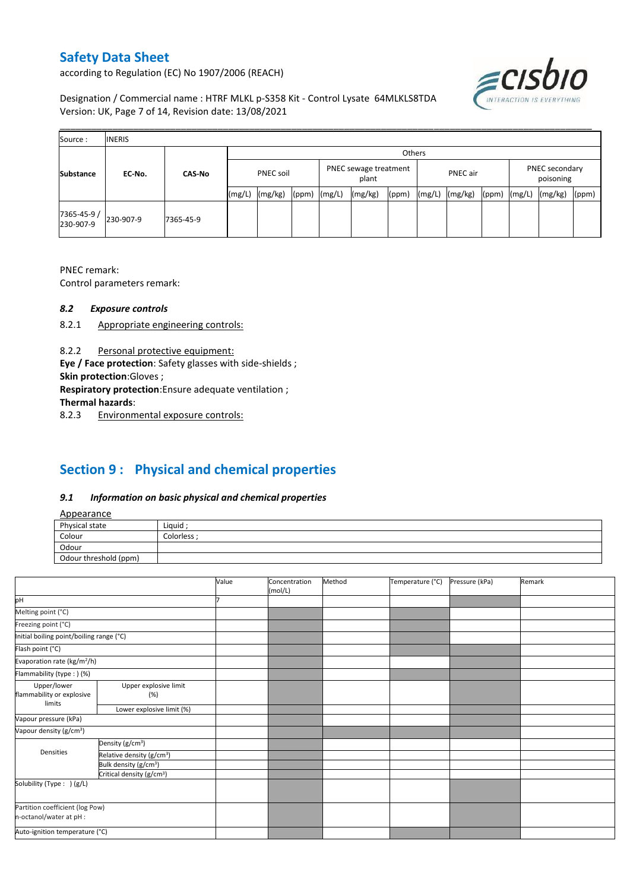| Source : | INERIS | | | | | | | | | | | | | | |
|---|---|---|---|---|---|---|---|---|---|---|---|---|---|---|---|
| Substance | EC-No. | CAS-No | Others | | | | | | | | | | | | |
| | | | PNEC soil | | | PNEC sewage treatment plant | | | PNEC air | | | PNEC secondary poisoning | | | |
| | | | (mg/L) | (mg/kg) | (ppm) | (mg/L) | (mg/kg) | (ppm) | (mg/L) | (mg/kg) | (ppm) | (mg/L) | (mg/kg) | (ppm) | |
| 7365-45-9 / 230-907-9 | 230-907-9 | 7365-45-9 | | | | | | | | | | | | | |

PNEC remark:

Control parameters remark:

### *8.2 Exposure controls*

8.2.1 Appropriate engineering controls:

8.2.2 Personal protective equipment:

**Eye / Face protection**: Safety glasses with side-shields ;

**Skin protection**:Gloves ;

**Respiratory protection**:Ensure adequate ventilation ;

**Thermal hazards**:

8.2.3 Environmental exposure controls:

## Section 9 : Physical and chemical properties

### *9.1 Information on basic physical and chemical properties*

Appearance

| Physical state | Liquid ; |
|---|---|
| Colour | Colorless ; |
| Odour | |
| Odour threshold (ppm) | |

| | | Value | Concentration (mol/L) | Method | Temperature (°C) | Pressure (kPa) | Remark |
|---|---|---|---|---|---|---|---|
| pH | | 7 | | | | | |
| Melting point (°C) | | | | | | | |
| Freezing point (°C) | | | | | | | |
| Initial boiling point/boiling range (°C) | | | | | | | |
| Flash point (°C) | | | | | | | |
| Evaporation rate (kg/m²/h) | | | | | | | |
| Flammability (type : ) (%) | | | | | | | |
| Upper/lower flammability or explosive limits | Upper explosive limit (%) | | | | | | |
| | Lower explosive limit (%) | | | | | | |
| Vapour pressure (kPa) | | | | | | | |
| Vapour density (g/cm³) | | | | | | | |
| Densities | Density (g/cm³) | | | | | | |
| | Relative density (g/cm³) | | | | | | |
| | Bulk density (g/cm³) | | | | | | |
| | Critical density (g/cm³) | | | | | | |
| Solubility (Type : ) (g/L) | | | | | | | |
| Partition coefficient (log Pow) n-octanol/water at pH : | | | | | | | |
| Auto-ignition temperature (°C) | | | | | | | |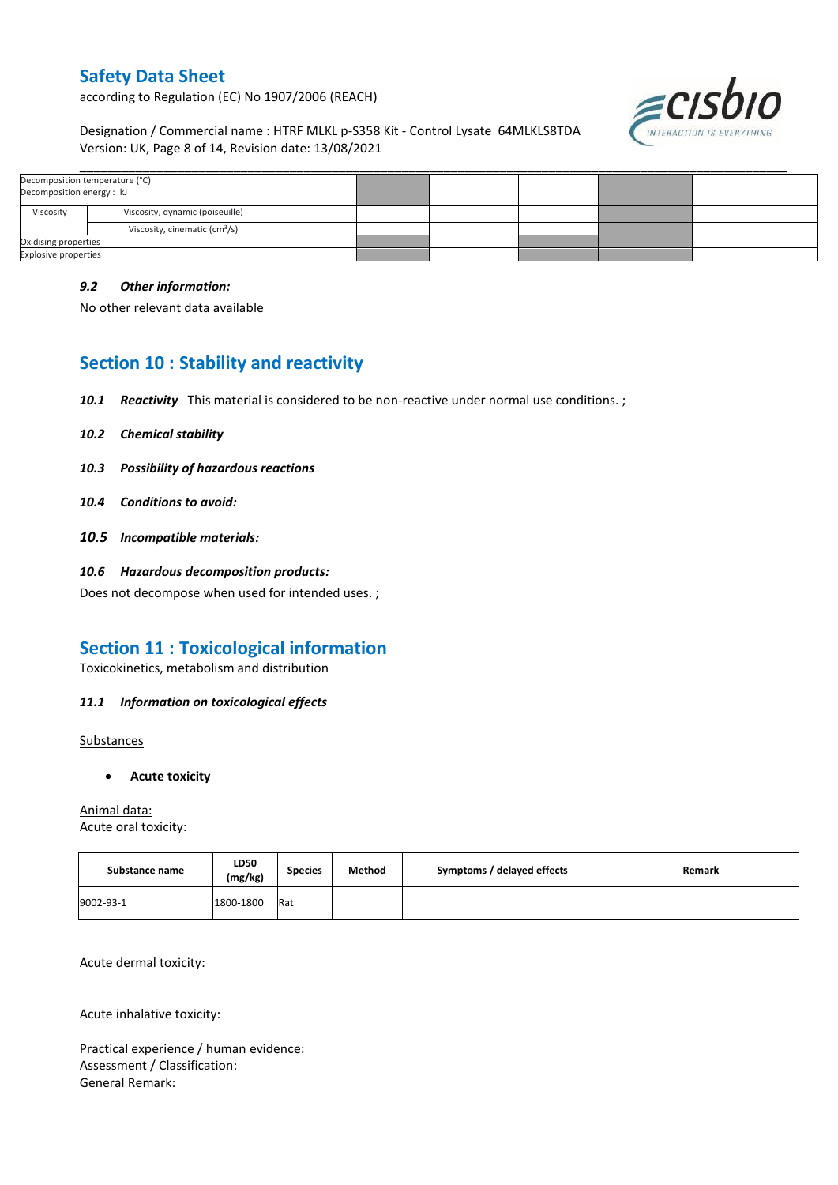| | | | | | | | |
|---|---|---|---|---|---|---|---|
| Decomposition temperature (°C)<br>Decomposition energy : kJ | | | | | | | |
| Viscosity | Viscosity, dynamic (poiseuille) | | | | | | |
| | Viscosity, cinematic ($cm^3/s$) | | | | | | |
| Oxidising properties | | | | | | | |
| Explosive properties | | | | | | | |

### *9.2 Other information:*

No other relevant data available

## Section 10 : Stability and reactivity

***10.1 Reactivity*** This material is considered to be non-reactive under normal use conditions. ;

***10.2 Chemical stability***

***10.3 Possibility of hazardous reactions***

***10.4 Conditions to avoid:***

***10.5 Incompatible materials:***

***10.6 Hazardous decomposition products:***

Does not decompose when used for intended uses. ;

## Section 11 : Toxicological information

Toxicokinetics, metabolism and distribution

### *11.1 Information on toxicological effects*

Substances

- **Acute toxicity**

Animal data:

Acute oral toxicity:

| Substance name | LD50 (mg/kg) | Species | Method | Symptoms / delayed effects | Remark |
|---|---|---|---|---|---|
| 9002-93-1 | 1800-1800 | Rat | | | |

Acute dermal toxicity:

Acute inhalative toxicity:

Practical experience / human evidence:
Assessment / Classification:
General Remark: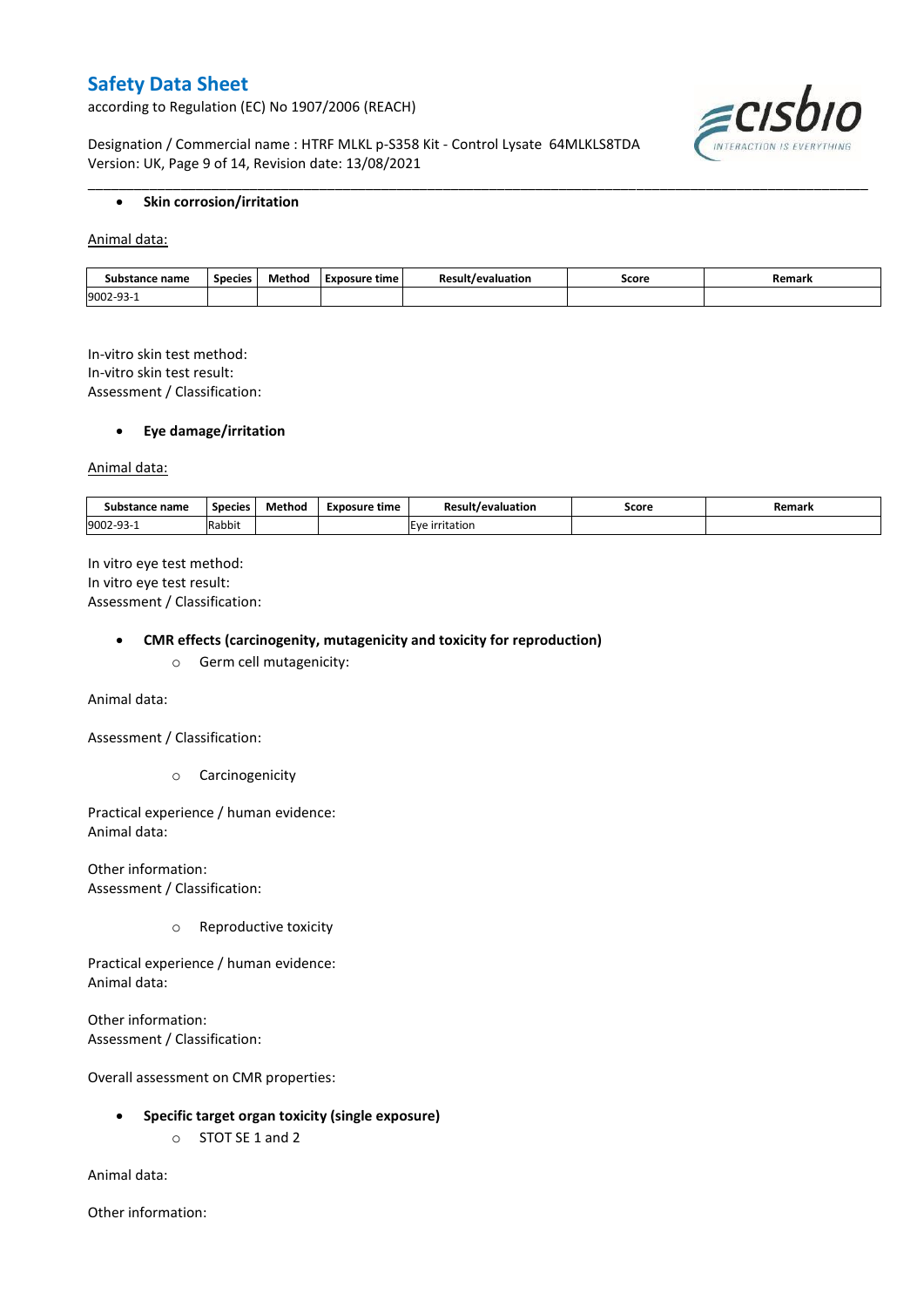- **Skin corrosion/irritation**

Animal data:

| Substance name | Species | Method | Exposure time | Result/evaluation | Score | Remark |
|---|---|---|---|---|---|---|
| 9002-93-1 | | | | | | |

In-vitro skin test method:
In-vitro skin test result:
Assessment / Classification:

- **Eye damage/irritation**

Animal data:

| Substance name | Species | Method | Exposure time | Result/evaluation | Score | Remark |
|---|---|---|---|---|---|---|
| 9002-93-1 | Rabbit | | | Eye irritation | | |

In vitro eye test method:
In vitro eye test result:
Assessment / Classification:

- **CMR effects (carcinogenity, mutagenicity and toxicity for reproduction)**
  - Germ cell mutagenicity:

Animal data:

Assessment / Classification:

  - Carcinogenicity

Practical experience / human evidence:
Animal data:

Other information:
Assessment / Classification:

  - Reproductive toxicity

Practical experience / human evidence:
Animal data:

Other information:
Assessment / Classification:

Overall assessment on CMR properties:

- **Specific target organ toxicity (single exposure)**
  - STOT SE 1 and 2

Animal data:

Other information: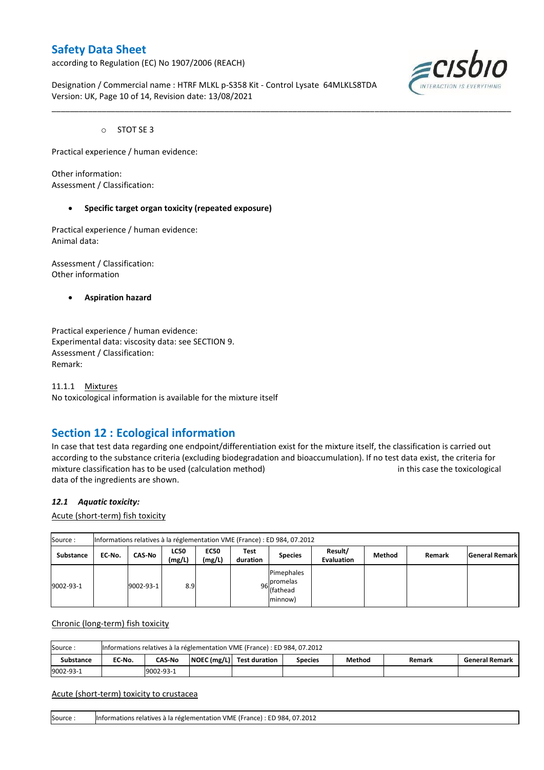- STOT SE 3

Practical experience / human evidence:

Other information:
Assessment / Classification:

- **Specific target organ toxicity (repeated exposure)**

Practical experience / human evidence:
Animal data:

Assessment / Classification:
Other information

- **Aspiration hazard**

Practical experience / human evidence:
Experimental data: viscosity data: see SECTION 9.
Assessment / Classification:
Remark:

11.1.1 Mixtures
No toxicological information is available for the mixture itself

## Section 12 : Ecological information

In case that test data regarding one endpoint/differentiation exist for the mixture itself, the classification is carried out according to the substance criteria (excluding biodegradation and bioaccumulation). If no test data exist, the criteria for mixture classification has to be used (calculation method) in this case the toxicological data of the ingredients are shown.

### *12.1 Aquatic toxicity:*

Acute (short-term) fish toxicity

| Source : | Informations relatives à la réglementation VME (France) : ED 984, 07.2012 | | | | | | | | | |
|---|---|---|---|---|---|---|---|---|---|---|
| **Substance** | **EC-No.** | **CAS-No** | **LC50 (mg/L)** | **EC50 (mg/L)** | **Test duration** | **Species** | **Result/ Evaluation** | **Method** | **Remark** | **General Remark** |
| 9002-93-1 | | 9002-93-1 | 8.9 | | 96 | Pimephales promelas (fathead minnow) | | | | |

Chronic (long-term) fish toxicity

| Source : | Informations relatives à la réglementation VME (France) : ED 984, 07.2012 | | | | | | | |
|---|---|---|---|---|---|---|---|---|
| **Substance** | **EC-No.** | **CAS-No** | **NOEC (mg/L)** | **Test duration** | **Species** | **Method** | **Remark** | **General Remark** |
| 9002-93-1 | | 9002-93-1 | | | | | | |

Acute (short-term) toxicity to crustacea

| Source : | Informations relatives à la réglementation VME (France) : ED 984, 07.2012 |
|---|---|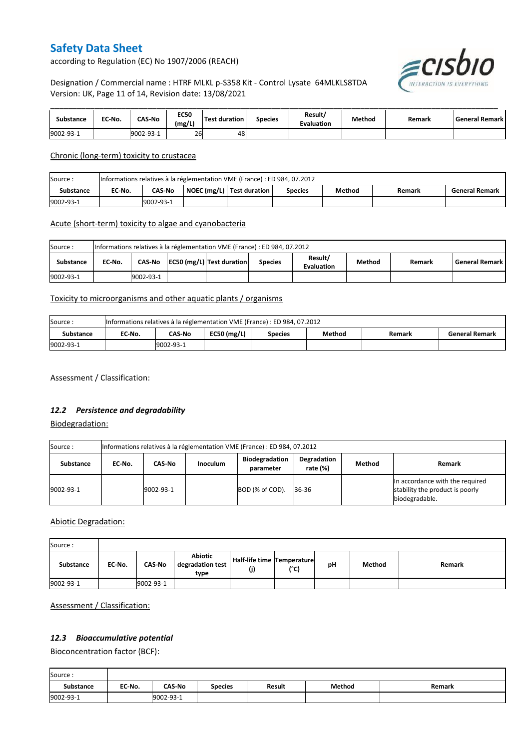| Substance | EC-No. | CAS-No | EC50 (mg/L) | Test duration | Species | Result/ Evaluation | Method | Remark | General Remark |
|---|---|---|---|---|---|---|---|---|---|
| 9002-93-1 | | 9002-93-1 | 26 | 48 | | | | | |

Chronic (long-term) toxicity to crustacea

| Source : | Informations relatives à la réglementation VME (France) : ED 984, 07.2012 | | | | | | | |
|---|---|---|---|---|---|---|---|---|
| Substance | EC-No. | CAS-No | NOEC (mg/L) | Test duration | Species | Method | Remark | General Remark |
| 9002-93-1 | | 9002-93-1 | | | | | | |

Acute (short-term) toxicity to algae and cyanobacteria

| Source : | Informations relatives à la réglementation VME (France) : ED 984, 07.2012 | | | | | | | | |
|---|---|---|---|---|---|---|---|---|---|
| Substance | EC-No. | CAS-No | EC50 (mg/L) | Test duration | Species | Result/ Evaluation | Method | Remark | General Remark |
| 9002-93-1 | | 9002-93-1 | | | | | | | |

Toxicity to microorganisms and other aquatic plants / organisms

| Source : | Informations relatives à la réglementation VME (France) : ED 984, 07.2012 | | | | | | |
|---|---|---|---|---|---|---|---|
| Substance | EC-No. | CAS-No | EC50 (mg/L) | Species | Method | Remark | General Remark |
| 9002-93-1 | | 9002-93-1 | | | | | |

Assessment / Classification:

### *12.2 Persistence and degradability*

Biodegradation:

| Source : | Informations relatives à la réglementation VME (France) : ED 984, 07.2012 | | | | | | |
|---|---|---|---|---|---|---|---|
| Substance | EC-No. | CAS-No | Inoculum | Biodegradation parameter | Degradation rate (%) | Method | Remark |
| 9002-93-1 | | 9002-93-1 | | BOD (% of COD). | 36-36 | | In accordance with the required stability the product is poorly biodegradable. |

Abiotic Degradation:

| Source : | | | | | | | | |
|---|---|---|---|---|---|---|---|---|
| Substance | EC-No. | CAS-No | Abiotic degradation test type | Half-life time (j) | Temperature (°C) | pH | Method | Remark |
| 9002-93-1 | | 9002-93-1 | | | | | | |

Assessment / Classification:

### *12.3 Bioaccumulative potential*

Bioconcentration factor (BCF):

| Source : | | | | | | |
|---|---|---|---|---|---|---|
| Substance | EC-No. | CAS-No | Species | Result | Method | Remark |
| 9002-93-1 | | 9002-93-1 | | | | |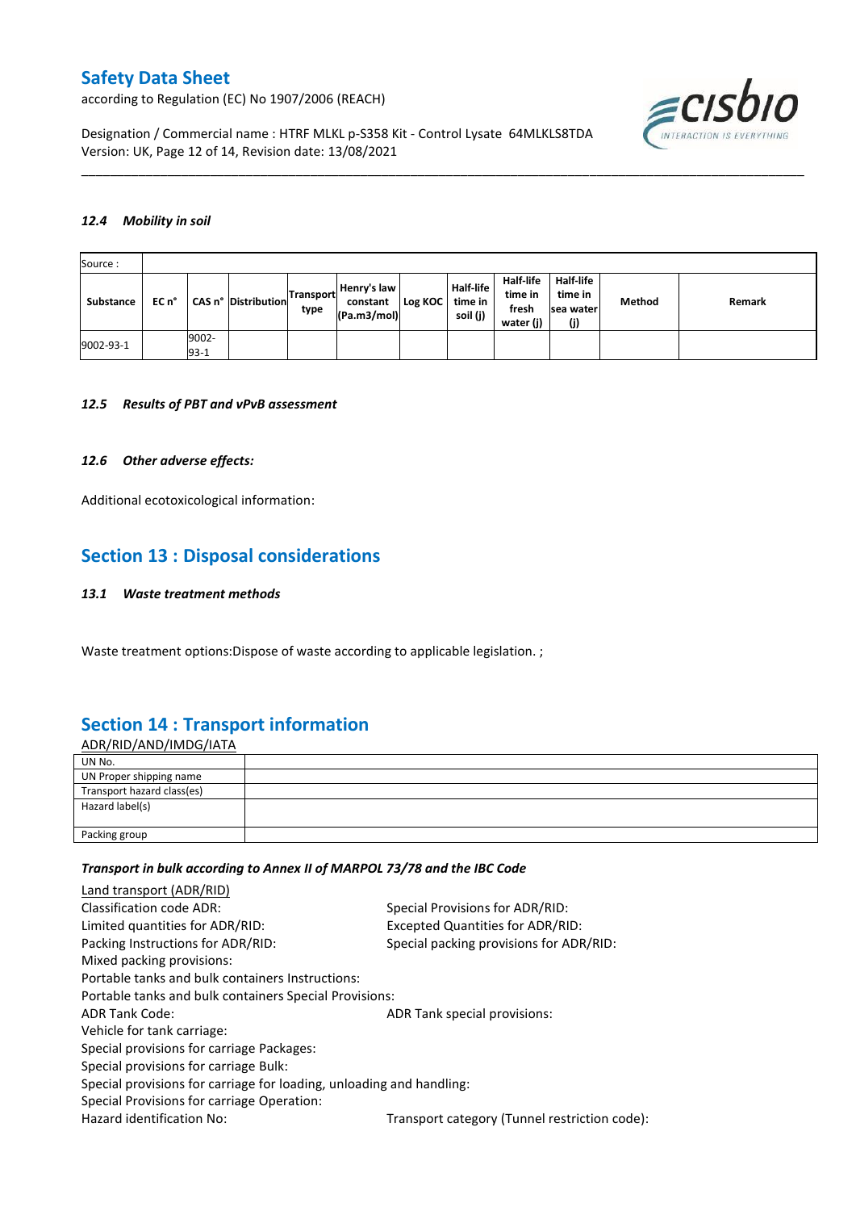### 12.4 *Mobility in soil*

| Source : | | | | | | | | | | | |
|---|---|---|---|---|---|---|---|---|---|---|---|
| **Substance** | **EC n°** | **CAS n°** | **Distribution** | **Transport type** | **Henry's law constant (Pa.m3/mol)** | **Log KOC** | **Half-life time in soil (j)** | **Half-life time in fresh water (j)** | **Half-life time in sea water (j)** | **Method** | **Remark** |
| 9002-93-1 | | 9002-93-1 | | | | | | | | | |

### 12.5 *Results of PBT and vPvB assessment*

### 12.6 *Other adverse effects:*

Additional ecotoxicological information:

## Section 13 : Disposal considerations

### 13.1 *Waste treatment methods*

Waste treatment options:Dispose of waste according to applicable legislation. ;

## Section 14 : Transport information

ADR/RID/AND/IMDG/IATA

| UN No. | |
|---|---|
| UN Proper shipping name | |
| Transport hazard class(es) | |
| Hazard label(s) | |
| Packing group | |

***Transport in bulk according to Annex II of MARPOL 73/78 and the IBC Code***

Land transport (ADR/RID)

Classification code ADR:

Special Provisions for ADR/RID:

Limited quantities for ADR/RID:

Excepted Quantities for ADR/RID:

Packing Instructions for ADR/RID:

Special packing provisions for ADR/RID:

Mixed packing provisions:

Portable tanks and bulk containers Instructions:

Portable tanks and bulk containers Special Provisions:

ADR Tank Code:

ADR Tank special provisions:

Vehicle for tank carriage:

Special provisions for carriage Packages:

Special provisions for carriage Bulk:

Special provisions for carriage for loading, unloading and handling:

Special Provisions for carriage Operation:

Hazard identification No:

Transport category (Tunnel restriction code):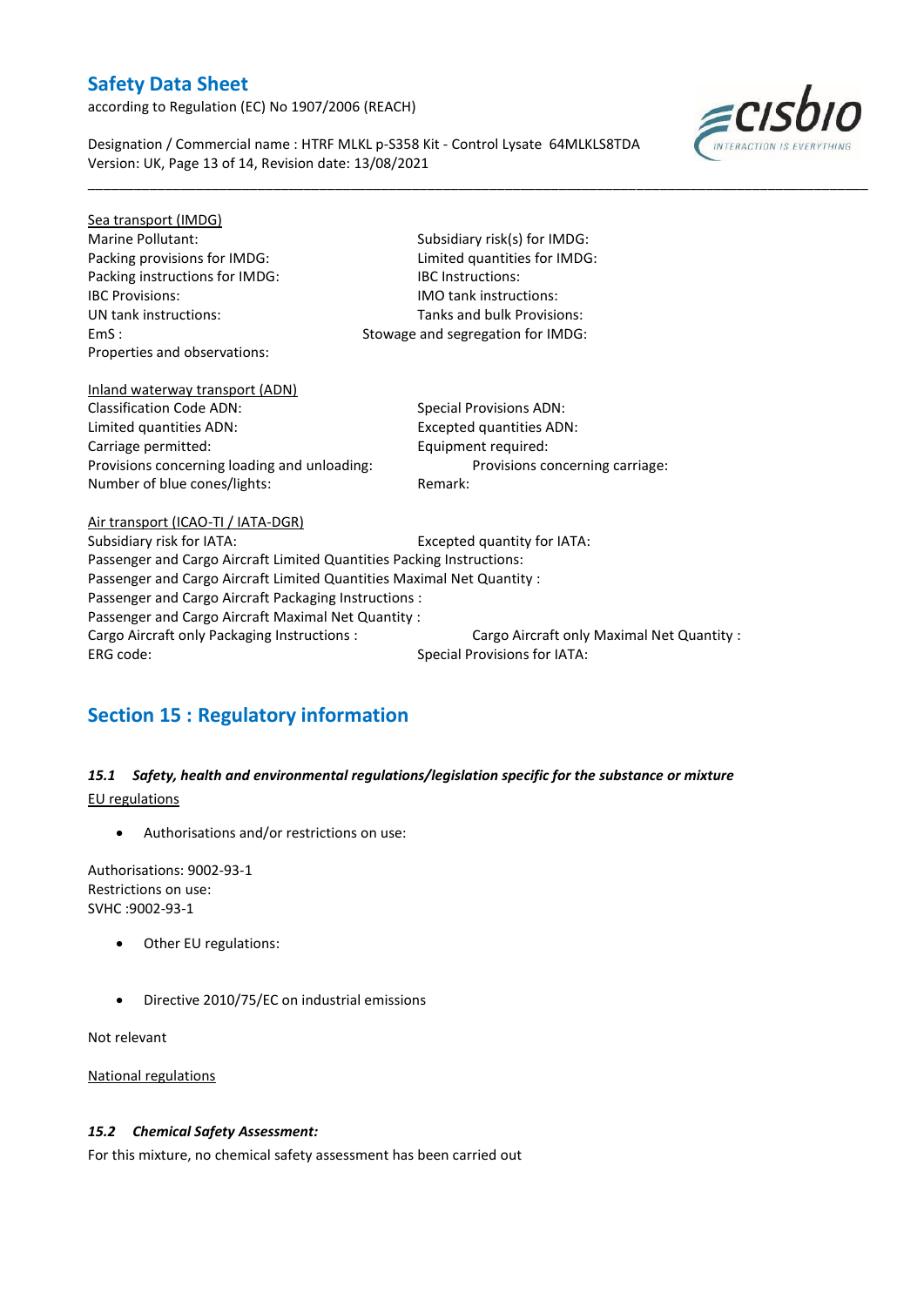Sea transport (IMDG)

Marine Pollutant:
Subsidiary risk(s) for IMDG:
Packing provisions for IMDG:
Limited quantities for IMDG:
Packing instructions for IMDG:
IBC Instructions:
IBC Provisions:
IMO tank instructions:
UN tank instructions:
Tanks and bulk Provisions:
EmS :
Stowage and segregation for IMDG:
Properties and observations:

Inland waterway transport (ADN)

Classification Code ADN:
Special Provisions ADN:
Limited quantities ADN:
Excepted quantities ADN:
Carriage permitted:
Equipment required:
Provisions concerning loading and unloading:
Provisions concerning carriage:
Number of blue cones/lights:
Remark:

Air transport (ICAO-TI / IATA-DGR)

Subsidiary risk for IATA:
Excepted quantity for IATA:
Passenger and Cargo Aircraft Limited Quantities Packing Instructions:
Passenger and Cargo Aircraft Limited Quantities Maximal Net Quantity :
Passenger and Cargo Aircraft Packaging Instructions :
Passenger and Cargo Aircraft Maximal Net Quantity :
Cargo Aircraft only Packaging Instructions :
Cargo Aircraft only Maximal Net Quantity :
ERG code:
Special Provisions for IATA:

## Section 15 : Regulatory information

### *15.1 Safety, health and environmental regulations/legislation specific for the substance or mixture*

EU regulations

- Authorisations and/or restrictions on use:

Authorisations: 9002-93-1
Restrictions on use:
SVHC :9002-93-1

- Other EU regulations:

- Directive 2010/75/EC on industrial emissions

Not relevant

National regulations

### *15.2 Chemical Safety Assessment:*

For this mixture, no chemical safety assessment has been carried out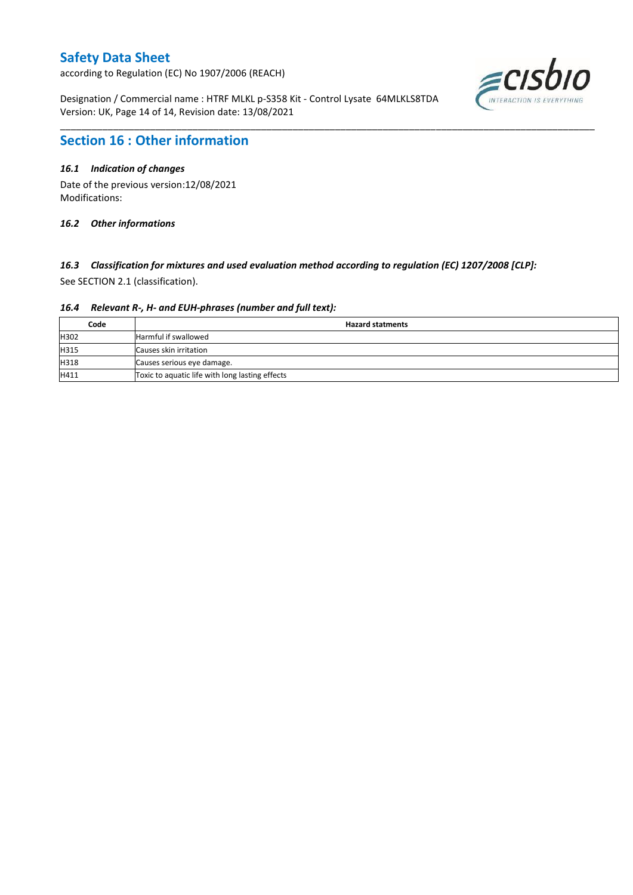## Section 16 : Other information

### *16.1 Indication of changes*

Date of the previous version:12/08/2021
Modifications:

### *16.2 Other informations*

### *16.3 Classification for mixtures and used evaluation method according to regulation (EC) 1207/2008 [CLP]:*

See SECTION 2.1 (classification).

### *16.4 Relevant R-, H- and EUH-phrases (number and full text):*

| Code | Hazard statments |
|---|---|
| H302 | Harmful if swallowed |
| H315 | Causes skin irritation |
| H318 | Causes serious eye damage. |
| H411 | Toxic to aquatic life with long lasting effects |